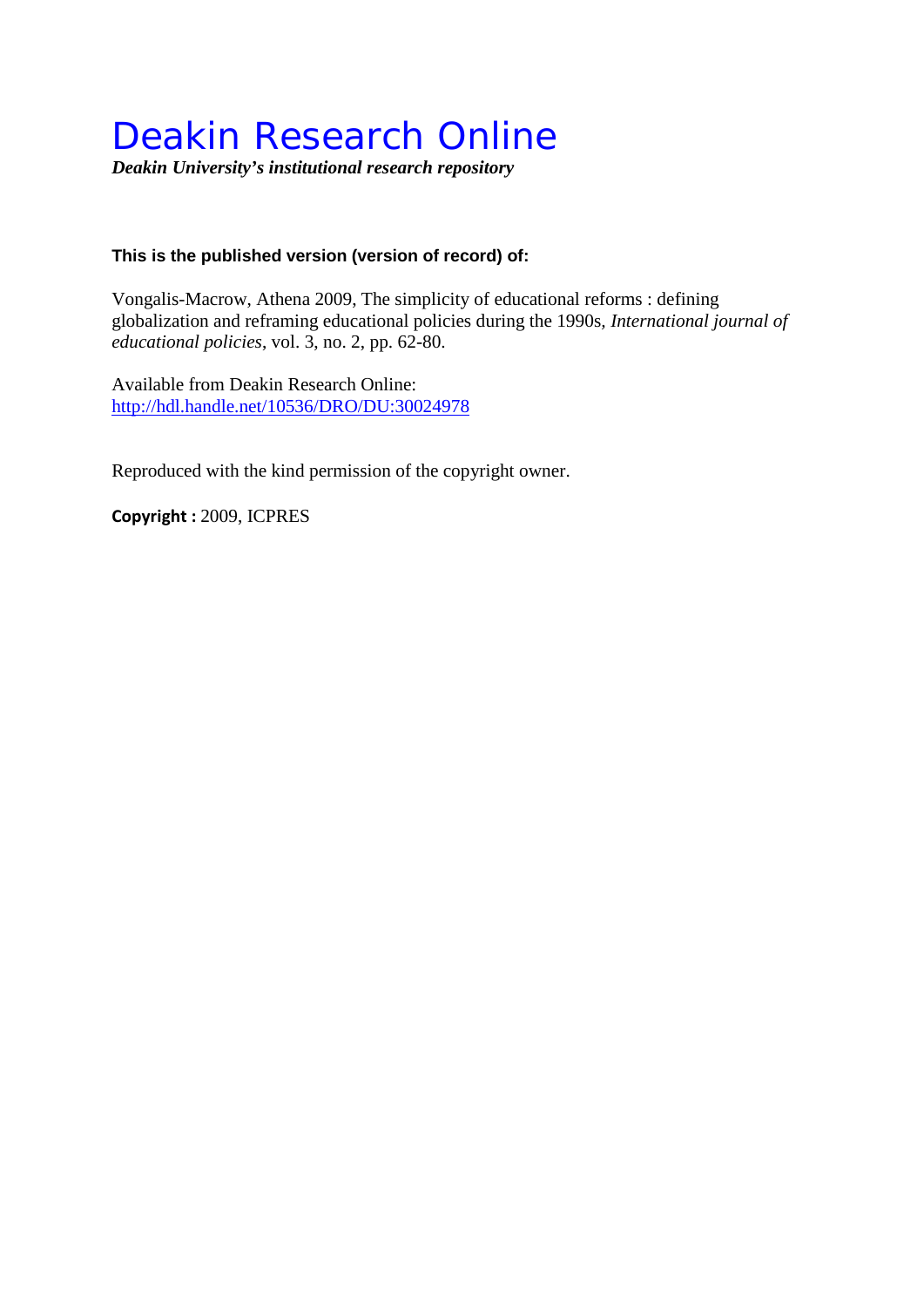# Deakin Research Online

***Deakin University's institutional research repository***

**This is the published version (version of record) of:**

Vongalis-Macrow, Athena 2009, The simplicity of educational reforms : defining globalization and reframing educational policies during the 1990s, *International journal of educational policies*, vol. 3, no. 2, pp. 62-80.

Available from Deakin Research Online:
[http://hdl.handle.net/10536/DRO/DU:30024978](http://hdl.handle.net/10536/DRO/DU:30024978)

Reproduced with the kind permission of the copyright owner.

**Copyright :** 2009, ICPRES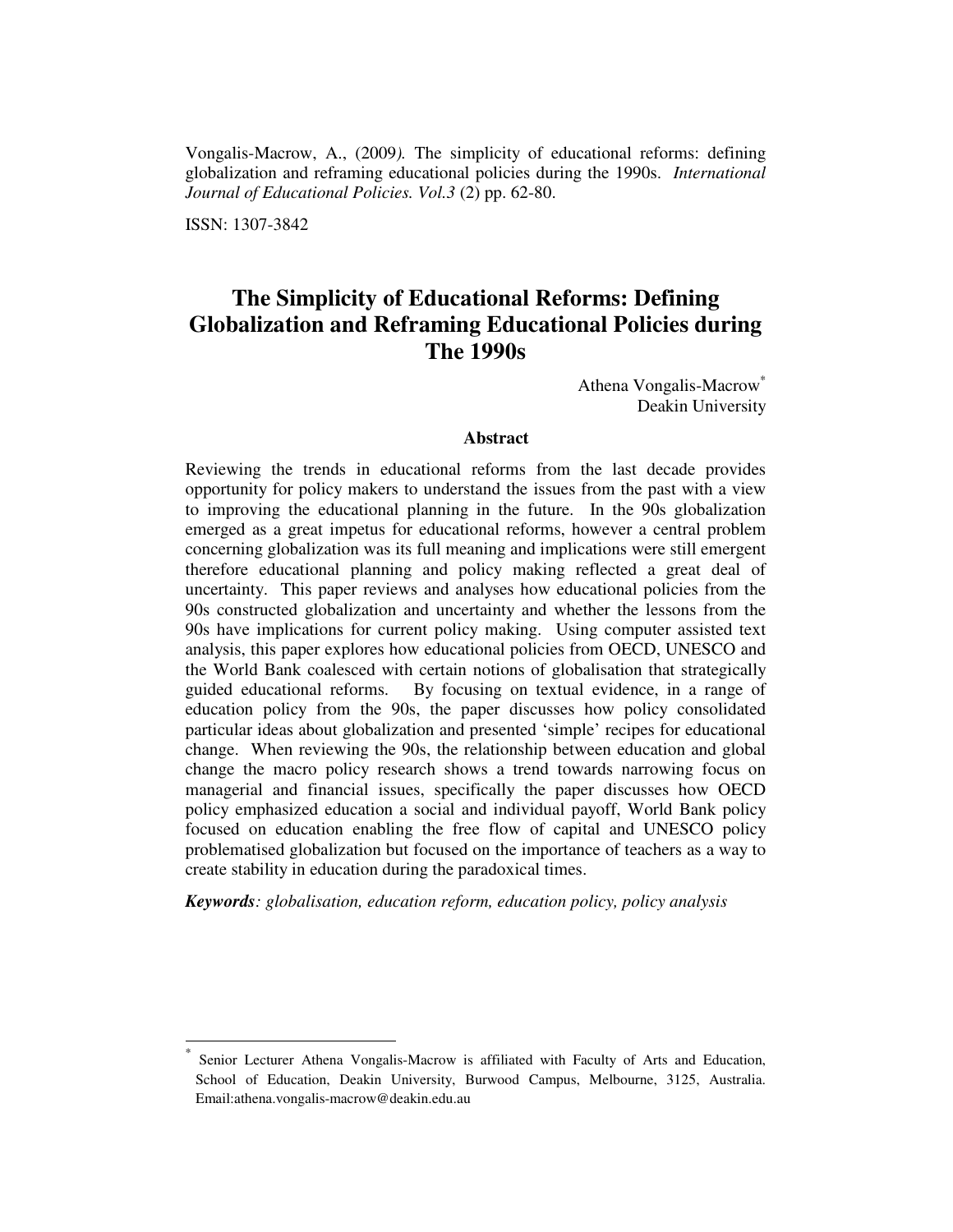Vongalis-Macrow, A., (2009*).* The simplicity of educational reforms: defining globalization and reframing educational policies during the 1990s. *International Journal of Educational Policies. Vol.3* (2) pp. 62-80.

ISSN: 1307-3842

# The Simplicity of Educational Reforms: Defining Globalization and Reframing Educational Policies during The 1990s

Athena Vongalis-Macrow[*]
Deakin University

## Abstract

Reviewing the trends in educational reforms from the last decade provides opportunity for policy makers to understand the issues from the past with a view to improving the educational planning in the future. In the 90s globalization emerged as a great impetus for educational reforms, however a central problem concerning globalization was its full meaning and implications were still emergent therefore educational planning and policy making reflected a great deal of uncertainty. This paper reviews and analyses how educational policies from the 90s constructed globalization and uncertainty and whether the lessons from the 90s have implications for current policy making. Using computer assisted text analysis, this paper explores how educational policies from OECD, UNESCO and the World Bank coalesced with certain notions of globalisation that strategically guided educational reforms. By focusing on textual evidence, in a range of education policy from the 90s, the paper discusses how policy consolidated particular ideas about globalization and presented 'simple' recipes for educational change. When reviewing the 90s, the relationship between education and global change the macro policy research shows a trend towards narrowing focus on managerial and financial issues, specifically the paper discusses how OECD policy emphasized education a social and individual payoff, World Bank policy focused on education enabling the free flow of capital and UNESCO policy problematised globalization but focused on the importance of teachers as a way to create stability in education during the paradoxical times.

***Keywords****: globalisation, education reform, education policy, policy analysis*

---

[*] Senior Lecturer Athena Vongalis-Macrow is affiliated with Faculty of Arts and Education, School of Education, Deakin University, Burwood Campus, Melbourne, 3125, Australia. Email:athena.vongalis-macrow@deakin.edu.au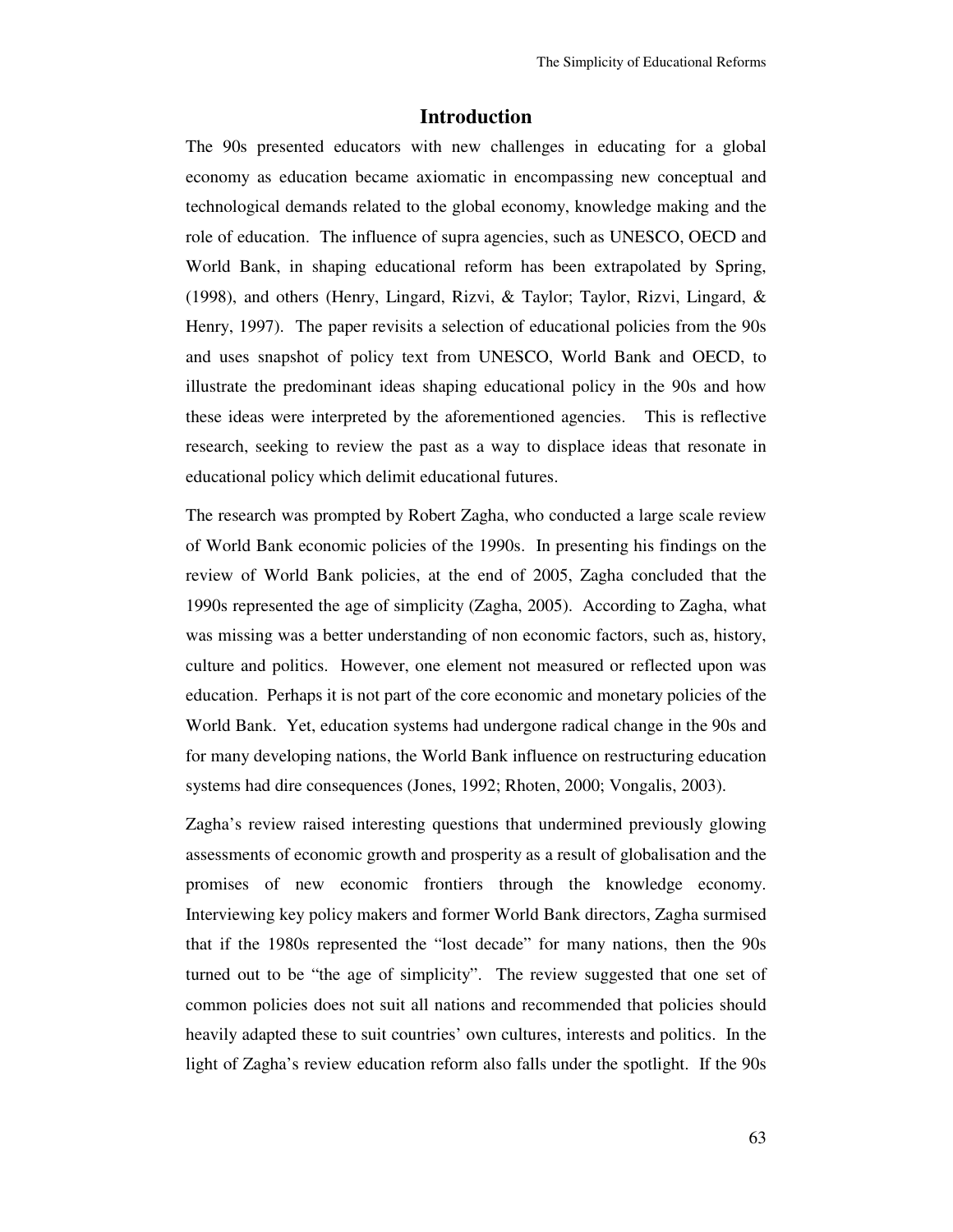# Introduction

The 90s presented educators with new challenges in educating for a global economy as education became axiomatic in encompassing new conceptual and technological demands related to the global economy, knowledge making and the role of education. The influence of supra agencies, such as UNESCO, OECD and World Bank, in shaping educational reform has been extrapolated by Spring, (1998), and others (Henry, Lingard, Rizvi, & Taylor; Taylor, Rizvi, Lingard, & Henry, 1997). The paper revisits a selection of educational policies from the 90s and uses snapshot of policy text from UNESCO, World Bank and OECD, to illustrate the predominant ideas shaping educational policy in the 90s and how these ideas were interpreted by the aforementioned agencies. This is reflective research, seeking to review the past as a way to displace ideas that resonate in educational policy which delimit educational futures.

The research was prompted by Robert Zagha, who conducted a large scale review of World Bank economic policies of the 1990s. In presenting his findings on the review of World Bank policies, at the end of 2005, Zagha concluded that the 1990s represented the age of simplicity (Zagha, 2005). According to Zagha, what was missing was a better understanding of non economic factors, such as, history, culture and politics. However, one element not measured or reflected upon was education. Perhaps it is not part of the core economic and monetary policies of the World Bank. Yet, education systems had undergone radical change in the 90s and for many developing nations, the World Bank influence on restructuring education systems had dire consequences (Jones, 1992; Rhoten, 2000; Vongalis, 2003).

Zagha's review raised interesting questions that undermined previously glowing assessments of economic growth and prosperity as a result of globalisation and the promises of new economic frontiers through the knowledge economy. Interviewing key policy makers and former World Bank directors, Zagha surmised that if the 1980s represented the "lost decade" for many nations, then the 90s turned out to be "the age of simplicity". The review suggested that one set of common policies does not suit all nations and recommended that policies should heavily adapted these to suit countries' own cultures, interests and politics. In the light of Zagha's review education reform also falls under the spotlight. If the 90s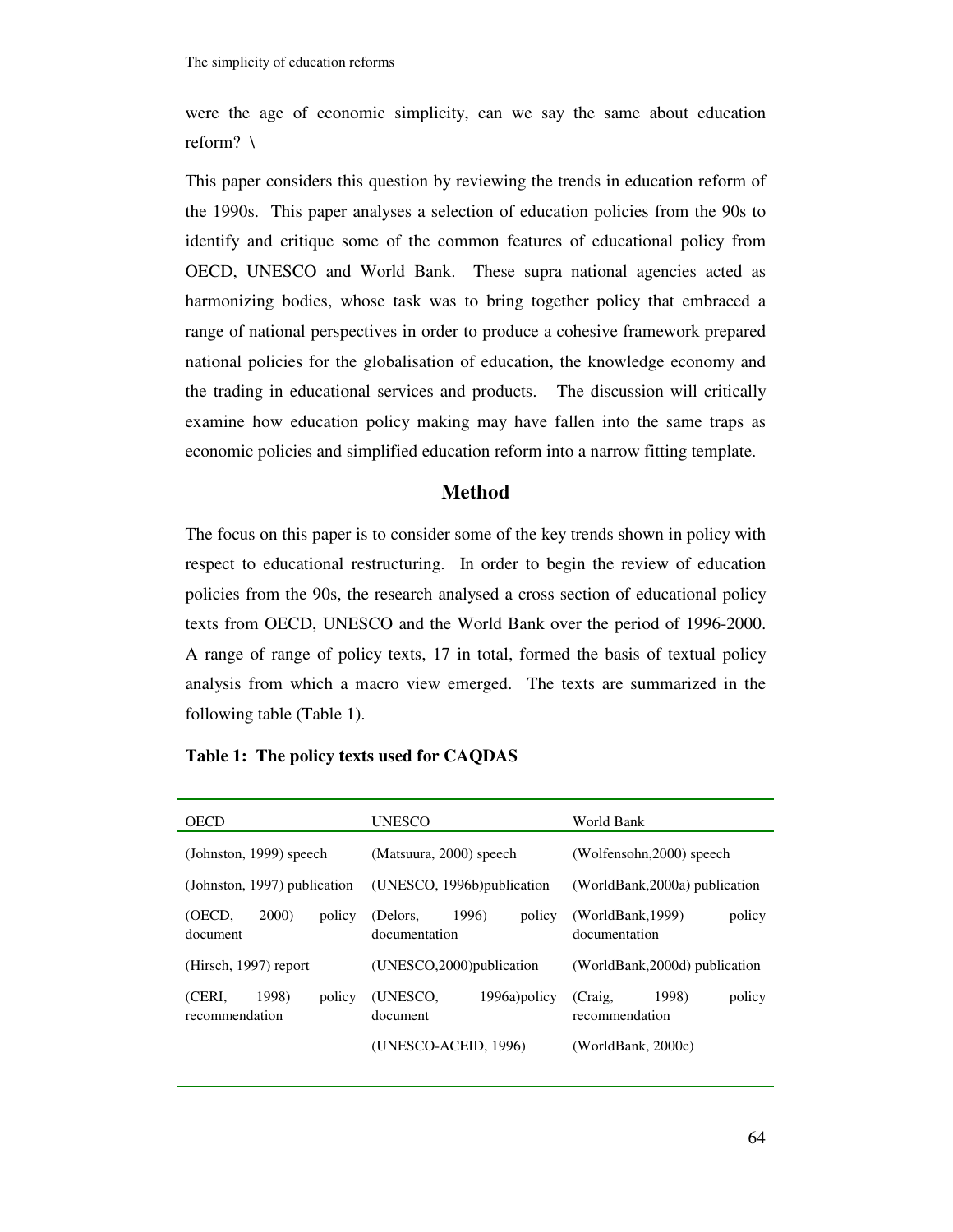were the age of economic simplicity, can we say the same about education reform? \

This paper considers this question by reviewing the trends in education reform of the 1990s. This paper analyses a selection of education policies from the 90s to identify and critique some of the common features of educational policy from OECD, UNESCO and World Bank. These supra national agencies acted as harmonizing bodies, whose task was to bring together policy that embraced a range of national perspectives in order to produce a cohesive framework prepared national policies for the globalisation of education, the knowledge economy and the trading in educational services and products. The discussion will critically examine how education policy making may have fallen into the same traps as economic policies and simplified education reform into a narrow fitting template.

## Method

The focus on this paper is to consider some of the key trends shown in policy with respect to educational restructuring. In order to begin the review of education policies from the 90s, the research analysed a cross section of educational policy texts from OECD, UNESCO and the World Bank over the period of 1996-2000. A range of range of policy texts, 17 in total, formed the basis of textual policy analysis from which a macro view emerged. The texts are summarized in the following table (Table 1).

**Table 1: The policy texts used for CAQDAS**

| OECD | UNESCO | World Bank |
|---|---|---|
| (Johnston, 1999) speech | (Matsuura, 2000) speech | (Wolfensohn,2000) speech |
| (Johnston, 1997) publication | (UNESCO, 1996b)publication | (WorldBank,2000a) publication |
| (OECD, 2000) policy document | (Delors, 1996) policy documentation | (WorldBank,1999) policy documentation |
| (Hirsch, 1997) report | (UNESCO,2000)publication | (WorldBank,2000d) publication |
| (CERI, 1998) policy recommendation | (UNESCO, 1996a)policy document | (Craig, 1998) policy recommendation |
| | (UNESCO-ACEID, 1996) | (WorldBank, 2000c) |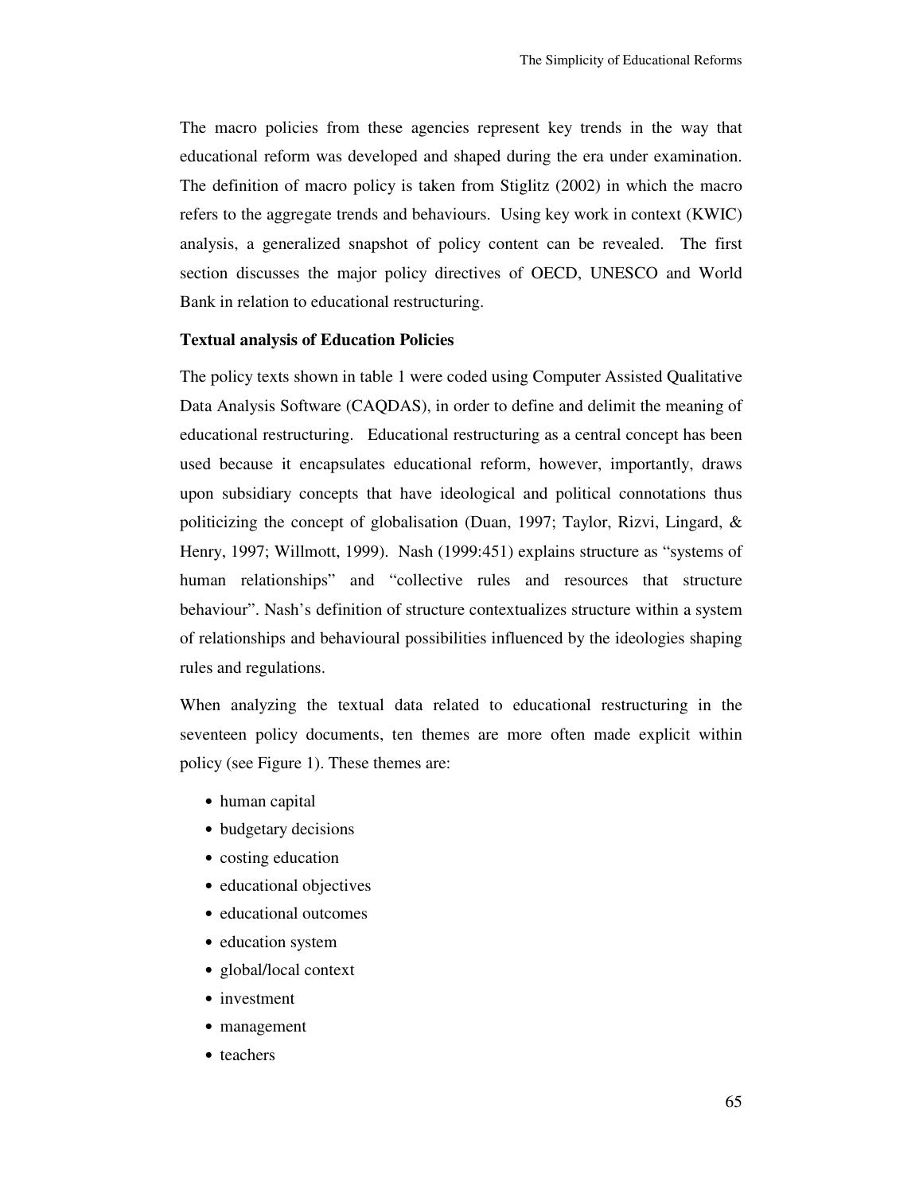The macro policies from these agencies represent key trends in the way that educational reform was developed and shaped during the era under examination. The definition of macro policy is taken from Stiglitz (2002) in which the macro refers to the aggregate trends and behaviours. Using key work in context (KWIC) analysis, a generalized snapshot of policy content can be revealed. The first section discusses the major policy directives of OECD, UNESCO and World Bank in relation to educational restructuring.

**Textual analysis of Education Policies**

The policy texts shown in table 1 were coded using Computer Assisted Qualitative Data Analysis Software (CAQDAS), in order to define and delimit the meaning of educational restructuring. Educational restructuring as a central concept has been used because it encapsulates educational reform, however, importantly, draws upon subsidiary concepts that have ideological and political connotations thus politicizing the concept of globalisation (Duan, 1997; Taylor, Rizvi, Lingard, & Henry, 1997; Willmott, 1999). Nash (1999:451) explains structure as "systems of human relationships" and "collective rules and resources that structure behaviour". Nash's definition of structure contextualizes structure within a system of relationships and behavioural possibilities influenced by the ideologies shaping rules and regulations.

When analyzing the textual data related to educational restructuring in the seventeen policy documents, ten themes are more often made explicit within policy (see Figure 1). These themes are:

- human capital
- budgetary decisions
- costing education
- educational objectives
- educational outcomes
- education system
- global/local context
- investment
- management
- teachers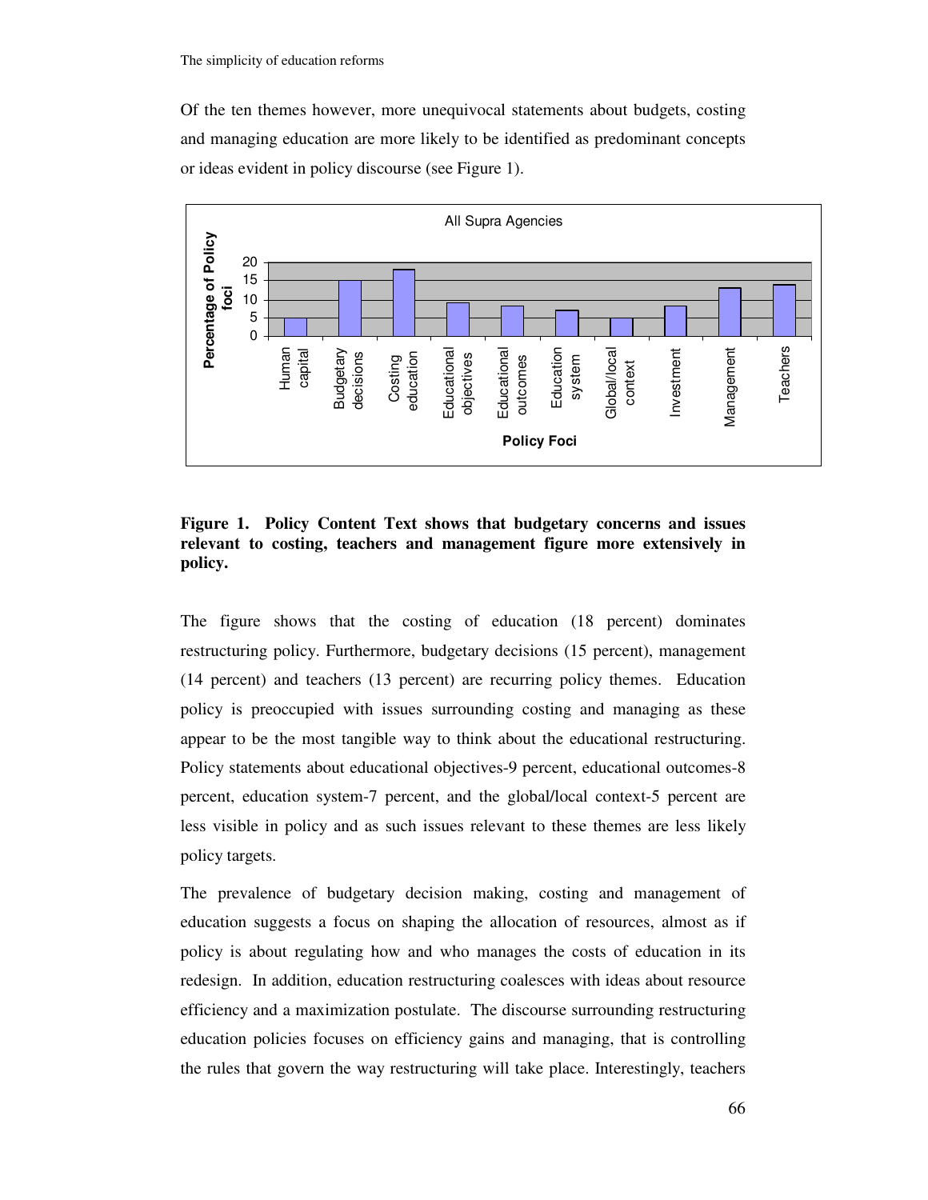Of the ten themes however, more unequivocal statements about budgets, costing and managing education are more likely to be identified as predominant concepts or ideas evident in policy discourse (see Figure 1).

**Figure 1. Policy Content Text shows that budgetary concerns and issues relevant to costing, teachers and management figure more extensively in policy.**

The figure shows that the costing of education (18 percent) dominates restructuring policy. Furthermore, budgetary decisions (15 percent), management (14 percent) and teachers (13 percent) are recurring policy themes. Education policy is preoccupied with issues surrounding costing and managing as these appear to be the most tangible way to think about the educational restructuring. Policy statements about educational objectives-9 percent, educational outcomes-8 percent, education system-7 percent, and the global/local context-5 percent are less visible in policy and as such issues relevant to these themes are less likely policy targets.

The prevalence of budgetary decision making, costing and management of education suggests a focus on shaping the allocation of resources, almost as if policy is about regulating how and who manages the costs of education in its redesign. In addition, education restructuring coalesces with ideas about resource efficiency and a maximization postulate. The discourse surrounding restructuring education policies focuses on efficiency gains and managing, that is controlling the rules that govern the way restructuring will take place. Interestingly, teachers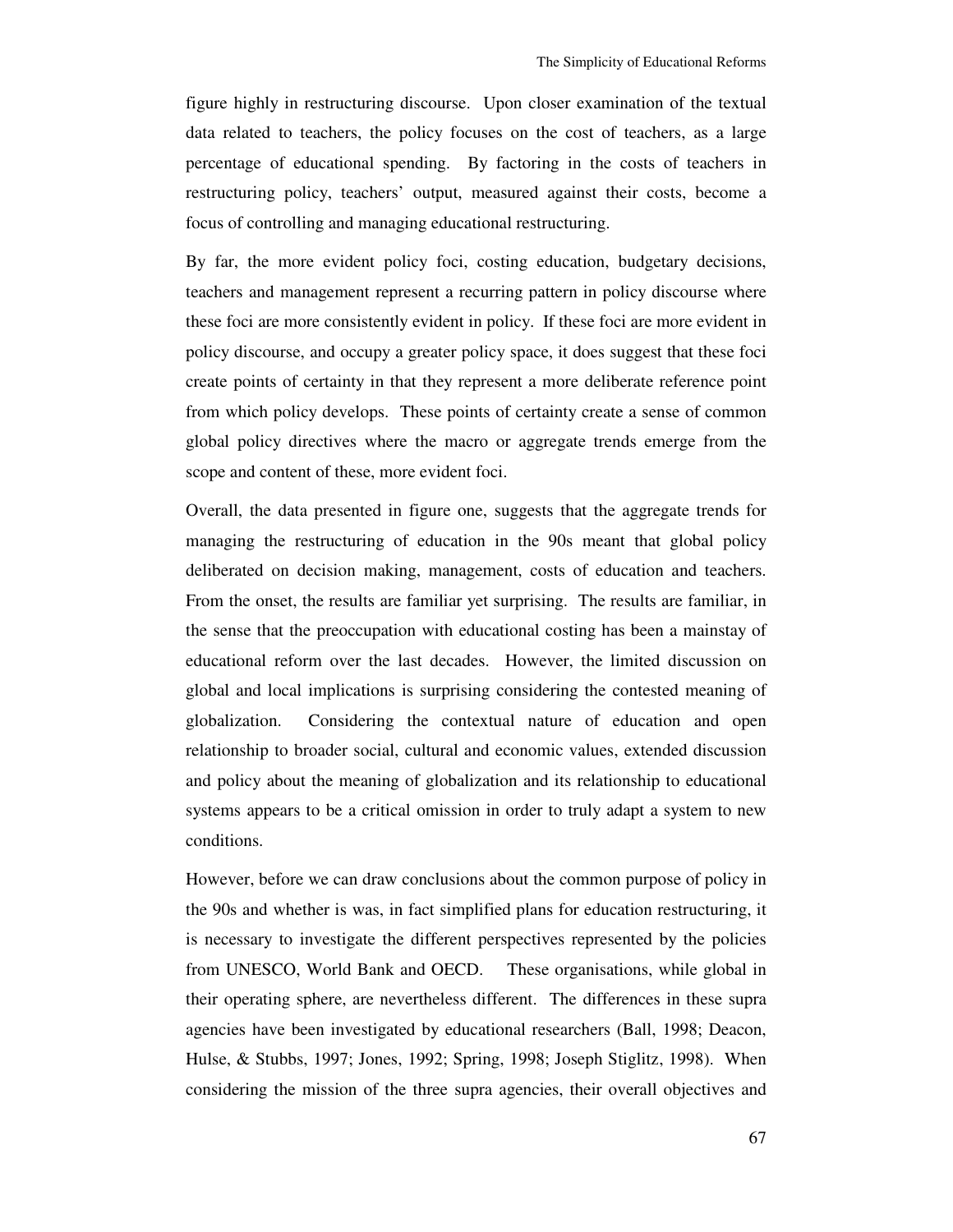figure highly in restructuring discourse. Upon closer examination of the textual data related to teachers, the policy focuses on the cost of teachers, as a large percentage of educational spending. By factoring in the costs of teachers in restructuring policy, teachers' output, measured against their costs, become a focus of controlling and managing educational restructuring.

By far, the more evident policy foci, costing education, budgetary decisions, teachers and management represent a recurring pattern in policy discourse where these foci are more consistently evident in policy. If these foci are more evident in policy discourse, and occupy a greater policy space, it does suggest that these foci create points of certainty in that they represent a more deliberate reference point from which policy develops. These points of certainty create a sense of common global policy directives where the macro or aggregate trends emerge from the scope and content of these, more evident foci.

Overall, the data presented in figure one, suggests that the aggregate trends for managing the restructuring of education in the 90s meant that global policy deliberated on decision making, management, costs of education and teachers. From the onset, the results are familiar yet surprising. The results are familiar, in the sense that the preoccupation with educational costing has been a mainstay of educational reform over the last decades. However, the limited discussion on global and local implications is surprising considering the contested meaning of globalization. Considering the contextual nature of education and open relationship to broader social, cultural and economic values, extended discussion and policy about the meaning of globalization and its relationship to educational systems appears to be a critical omission in order to truly adapt a system to new conditions.

However, before we can draw conclusions about the common purpose of policy in the 90s and whether is was, in fact simplified plans for education restructuring, it is necessary to investigate the different perspectives represented by the policies from UNESCO, World Bank and OECD. These organisations, while global in their operating sphere, are nevertheless different. The differences in these supra agencies have been investigated by educational researchers (Ball, 1998; Deacon, Hulse, & Stubbs, 1997; Jones, 1992; Spring, 1998; Joseph Stiglitz, 1998). When considering the mission of the three supra agencies, their overall objectives and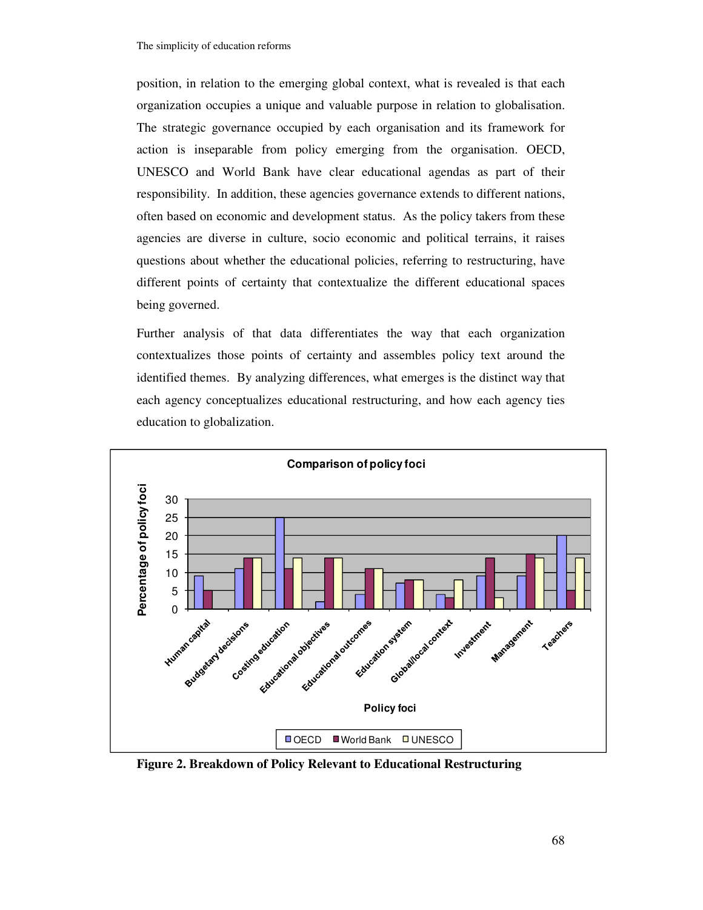position, in relation to the emerging global context, what is revealed is that each organization occupies a unique and valuable purpose in relation to globalisation. The strategic governance occupied by each organisation and its framework for action is inseparable from policy emerging from the organisation. OECD, UNESCO and World Bank have clear educational agendas as part of their responsibility. In addition, these agencies governance extends to different nations, often based on economic and development status. As the policy takers from these agencies are diverse in culture, socio economic and political terrains, it raises questions about whether the educational policies, referring to restructuring, have different points of certainty that contextualize the different educational spaces being governed.

Further analysis of that data differentiates the way that each organization contextualizes those points of certainty and assembles policy text around the identified themes. By analyzing differences, what emerges is the distinct way that each agency conceptualizes educational restructuring, and how each agency ties education to globalization.

**Comparison of policy foci**

| Policy foci | OECD | World Bank | UNESCO |
|---|---|---|---|
| Human capital | 9 | 5 | 0 |
| Budgetary decisions | 11 | 14 | 14 |
| Costing education | 25 | 11 | 14 |
| Educational objectives | 2 | 14 | 14 |
| Educational outcomes | 4 | 11 | 11 |
| Education system | 7 | 8 | 8 |
| Global/local context | 4 | 3 | 8 |
| Investment | 9 | 14 | 3 |
| Management | 9 | 15 | 14 |
| Teachers | 20 | 5 | 14 |

**Figure 2. Breakdown of Policy Relevant to Educational Restructuring**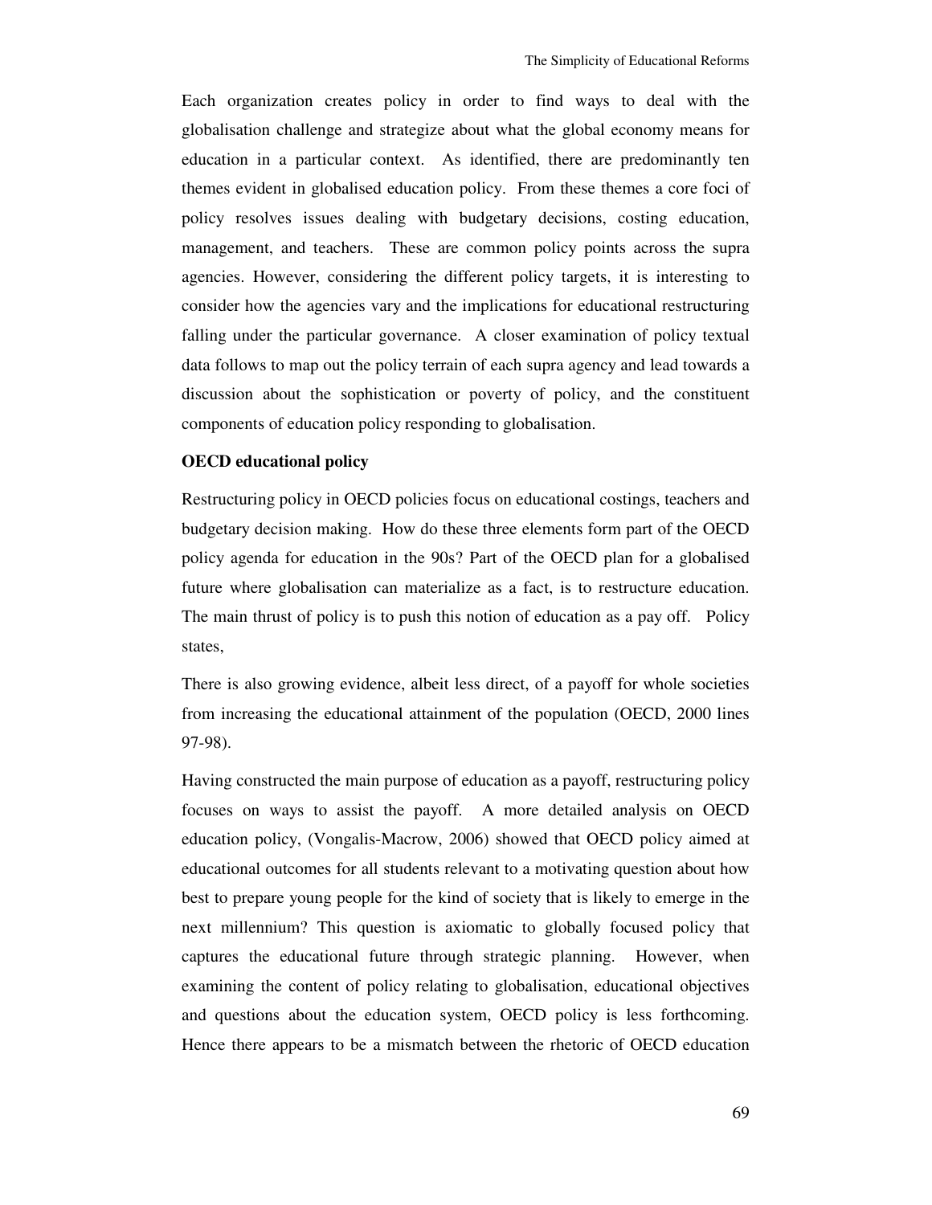Each organization creates policy in order to find ways to deal with the globalisation challenge and strategize about what the global economy means for education in a particular context. As identified, there are predominantly ten themes evident in globalised education policy. From these themes a core foci of policy resolves issues dealing with budgetary decisions, costing education, management, and teachers. These are common policy points across the supra agencies. However, considering the different policy targets, it is interesting to consider how the agencies vary and the implications for educational restructuring falling under the particular governance. A closer examination of policy textual data follows to map out the policy terrain of each supra agency and lead towards a discussion about the sophistication or poverty of policy, and the constituent components of education policy responding to globalisation.

**OECD educational policy**

Restructuring policy in OECD policies focus on educational costings, teachers and budgetary decision making. How do these three elements form part of the OECD policy agenda for education in the 90s? Part of the OECD plan for a globalised future where globalisation can materialize as a fact, is to restructure education. The main thrust of policy is to push this notion of education as a pay off. Policy states,

There is also growing evidence, albeit less direct, of a payoff for whole societies from increasing the educational attainment of the population (OECD, 2000 lines 97-98).

Having constructed the main purpose of education as a payoff, restructuring policy focuses on ways to assist the payoff. A more detailed analysis on OECD education policy, (Vongalis-Macrow, 2006) showed that OECD policy aimed at educational outcomes for all students relevant to a motivating question about how best to prepare young people for the kind of society that is likely to emerge in the next millennium? This question is axiomatic to globally focused policy that captures the educational future through strategic planning. However, when examining the content of policy relating to globalisation, educational objectives and questions about the education system, OECD policy is less forthcoming. Hence there appears to be a mismatch between the rhetoric of OECD education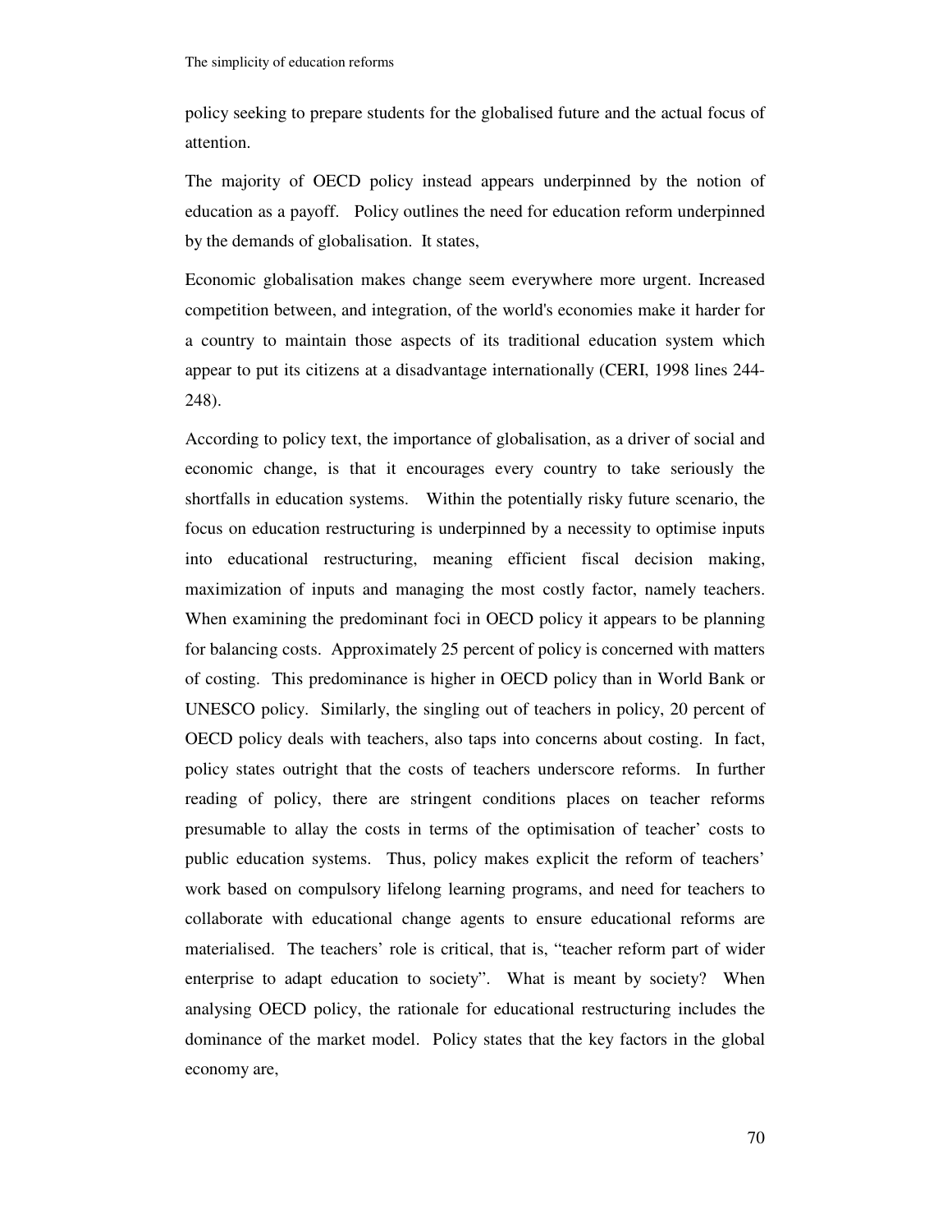policy seeking to prepare students for the globalised future and the actual focus of attention.

The majority of OECD policy instead appears underpinned by the notion of education as a payoff. Policy outlines the need for education reform underpinned by the demands of globalisation. It states,

Economic globalisation makes change seem everywhere more urgent. Increased competition between, and integration, of the world's economies make it harder for a country to maintain those aspects of its traditional education system which appear to put its citizens at a disadvantage internationally (CERI, 1998 lines 244-248).

According to policy text, the importance of globalisation, as a driver of social and economic change, is that it encourages every country to take seriously the shortfalls in education systems. Within the potentially risky future scenario, the focus on education restructuring is underpinned by a necessity to optimise inputs into educational restructuring, meaning efficient fiscal decision making, maximization of inputs and managing the most costly factor, namely teachers. When examining the predominant foci in OECD policy it appears to be planning for balancing costs. Approximately 25 percent of policy is concerned with matters of costing. This predominance is higher in OECD policy than in World Bank or UNESCO policy. Similarly, the singling out of teachers in policy, 20 percent of OECD policy deals with teachers, also taps into concerns about costing. In fact, policy states outright that the costs of teachers underscore reforms. In further reading of policy, there are stringent conditions places on teacher reforms presumable to allay the costs in terms of the optimisation of teacher' costs to public education systems. Thus, policy makes explicit the reform of teachers' work based on compulsory lifelong learning programs, and need for teachers to collaborate with educational change agents to ensure educational reforms are materialised. The teachers' role is critical, that is, "teacher reform part of wider enterprise to adapt education to society". What is meant by society? When analysing OECD policy, the rationale for educational restructuring includes the dominance of the market model. Policy states that the key factors in the global economy are,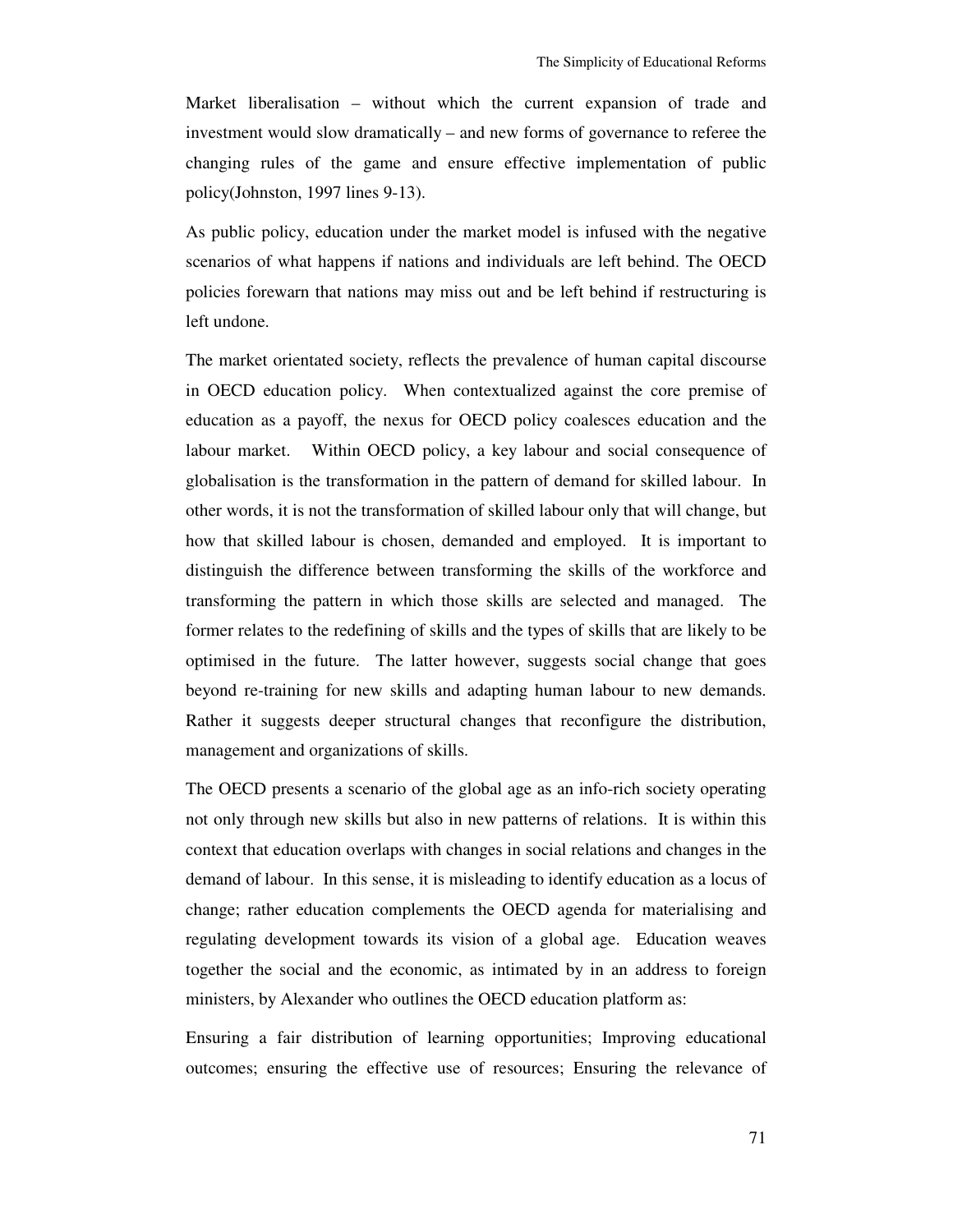Market liberalisation – without which the current expansion of trade and investment would slow dramatically – and new forms of governance to referee the changing rules of the game and ensure effective implementation of public policy(Johnston, 1997 lines 9-13).

As public policy, education under the market model is infused with the negative scenarios of what happens if nations and individuals are left behind. The OECD policies forewarn that nations may miss out and be left behind if restructuring is left undone.

The market orientated society, reflects the prevalence of human capital discourse in OECD education policy. When contextualized against the core premise of education as a payoff, the nexus for OECD policy coalesces education and the labour market. Within OECD policy, a key labour and social consequence of globalisation is the transformation in the pattern of demand for skilled labour. In other words, it is not the transformation of skilled labour only that will change, but how that skilled labour is chosen, demanded and employed. It is important to distinguish the difference between transforming the skills of the workforce and transforming the pattern in which those skills are selected and managed. The former relates to the redefining of skills and the types of skills that are likely to be optimised in the future. The latter however, suggests social change that goes beyond re-training for new skills and adapting human labour to new demands. Rather it suggests deeper structural changes that reconfigure the distribution, management and organizations of skills.

The OECD presents a scenario of the global age as an info-rich society operating not only through new skills but also in new patterns of relations. It is within this context that education overlaps with changes in social relations and changes in the demand of labour. In this sense, it is misleading to identify education as a locus of change; rather education complements the OECD agenda for materialising and regulating development towards its vision of a global age. Education weaves together the social and the economic, as intimated by in an address to foreign ministers, by Alexander who outlines the OECD education platform as:

Ensuring a fair distribution of learning opportunities; Improving educational outcomes; ensuring the effective use of resources; Ensuring the relevance of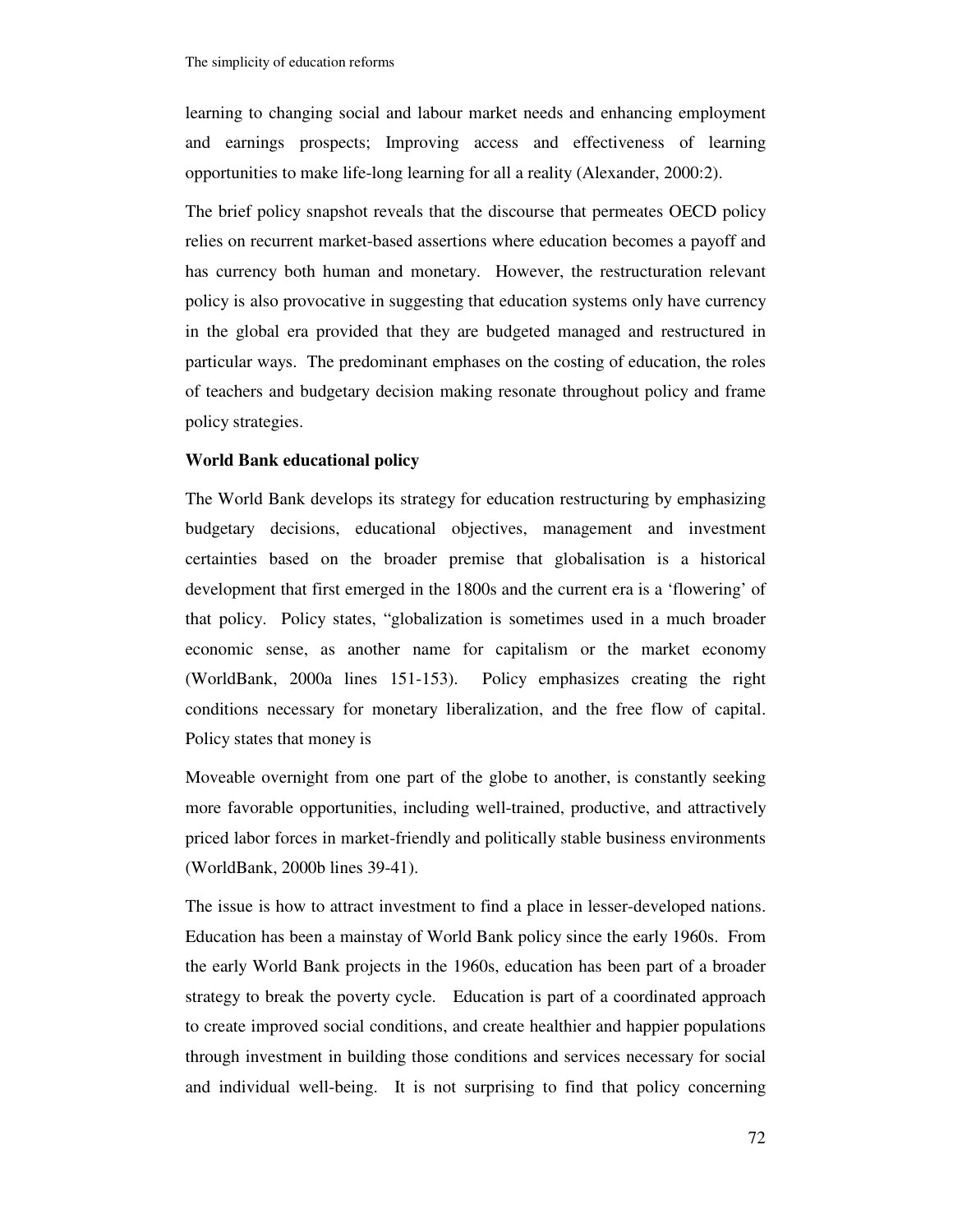learning to changing social and labour market needs and enhancing employment and earnings prospects; Improving access and effectiveness of learning opportunities to make life-long learning for all a reality (Alexander, 2000:2).

The brief policy snapshot reveals that the discourse that permeates OECD policy relies on recurrent market-based assertions where education becomes a payoff and has currency both human and monetary. However, the restructuration relevant policy is also provocative in suggesting that education systems only have currency in the global era provided that they are budgeted managed and restructured in particular ways. The predominant emphases on the costing of education, the roles of teachers and budgetary decision making resonate throughout policy and frame policy strategies.

**World Bank educational policy**

The World Bank develops its strategy for education restructuring by emphasizing budgetary decisions, educational objectives, management and investment certainties based on the broader premise that globalisation is a historical development that first emerged in the 1800s and the current era is a 'flowering' of that policy. Policy states, "globalization is sometimes used in a much broader economic sense, as another name for capitalism or the market economy (WorldBank, 2000a lines 151-153). Policy emphasizes creating the right conditions necessary for monetary liberalization, and the free flow of capital. Policy states that money is

Moveable overnight from one part of the globe to another, is constantly seeking more favorable opportunities, including well-trained, productive, and attractively priced labor forces in market-friendly and politically stable business environments (WorldBank, 2000b lines 39-41).

The issue is how to attract investment to find a place in lesser-developed nations. Education has been a mainstay of World Bank policy since the early 1960s. From the early World Bank projects in the 1960s, education has been part of a broader strategy to break the poverty cycle. Education is part of a coordinated approach to create improved social conditions, and create healthier and happier populations through investment in building those conditions and services necessary for social and individual well-being. It is not surprising to find that policy concerning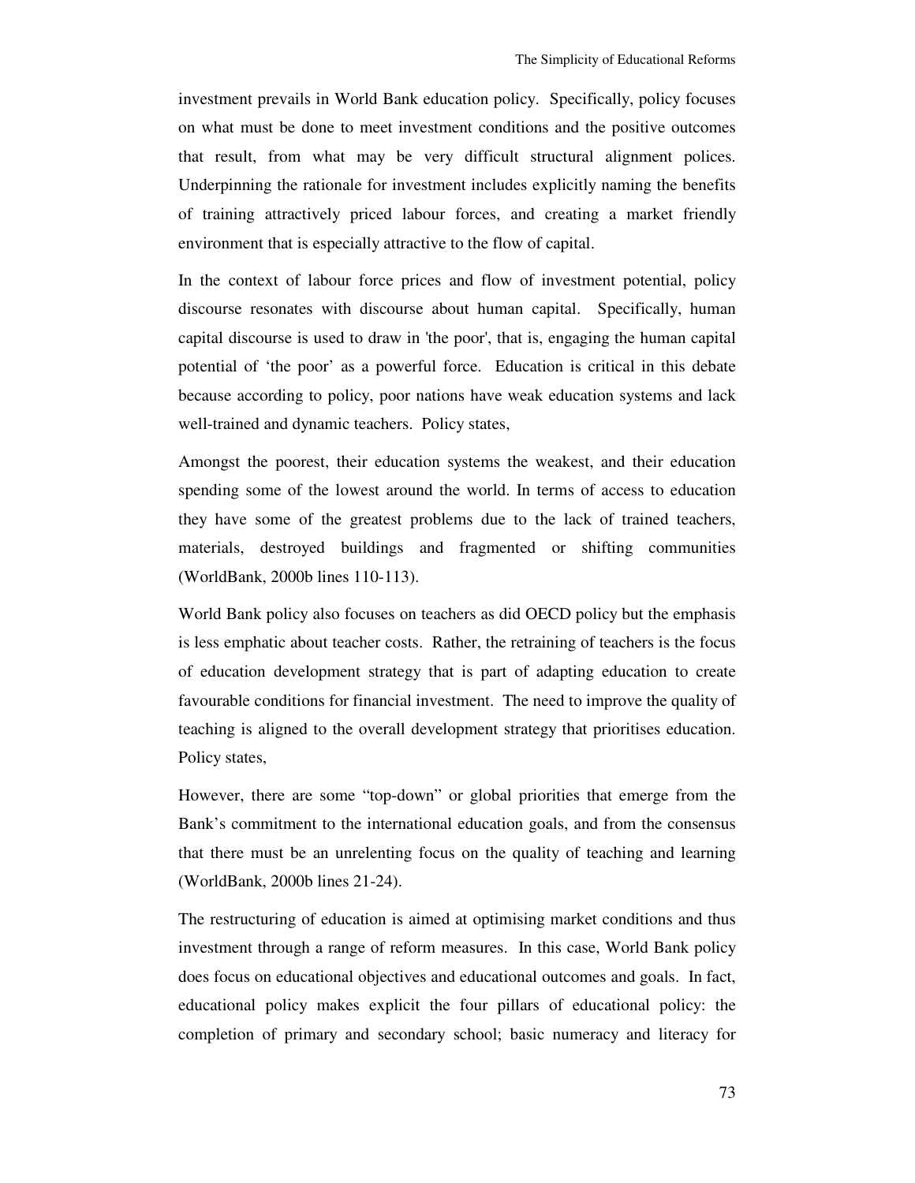investment prevails in World Bank education policy. Specifically, policy focuses on what must be done to meet investment conditions and the positive outcomes that result, from what may be very difficult structural alignment polices. Underpinning the rationale for investment includes explicitly naming the benefits of training attractively priced labour forces, and creating a market friendly environment that is especially attractive to the flow of capital.

In the context of labour force prices and flow of investment potential, policy discourse resonates with discourse about human capital. Specifically, human capital discourse is used to draw in 'the poor', that is, engaging the human capital potential of 'the poor' as a powerful force. Education is critical in this debate because according to policy, poor nations have weak education systems and lack well-trained and dynamic teachers. Policy states,

Amongst the poorest, their education systems the weakest, and their education spending some of the lowest around the world. In terms of access to education they have some of the greatest problems due to the lack of trained teachers, materials, destroyed buildings and fragmented or shifting communities (WorldBank, 2000b lines 110-113).

World Bank policy also focuses on teachers as did OECD policy but the emphasis is less emphatic about teacher costs. Rather, the retraining of teachers is the focus of education development strategy that is part of adapting education to create favourable conditions for financial investment. The need to improve the quality of teaching is aligned to the overall development strategy that prioritises education. Policy states,

However, there are some "top-down" or global priorities that emerge from the Bank's commitment to the international education goals, and from the consensus that there must be an unrelenting focus on the quality of teaching and learning (WorldBank, 2000b lines 21-24).

The restructuring of education is aimed at optimising market conditions and thus investment through a range of reform measures. In this case, World Bank policy does focus on educational objectives and educational outcomes and goals. In fact, educational policy makes explicit the four pillars of educational policy: the completion of primary and secondary school; basic numeracy and literacy for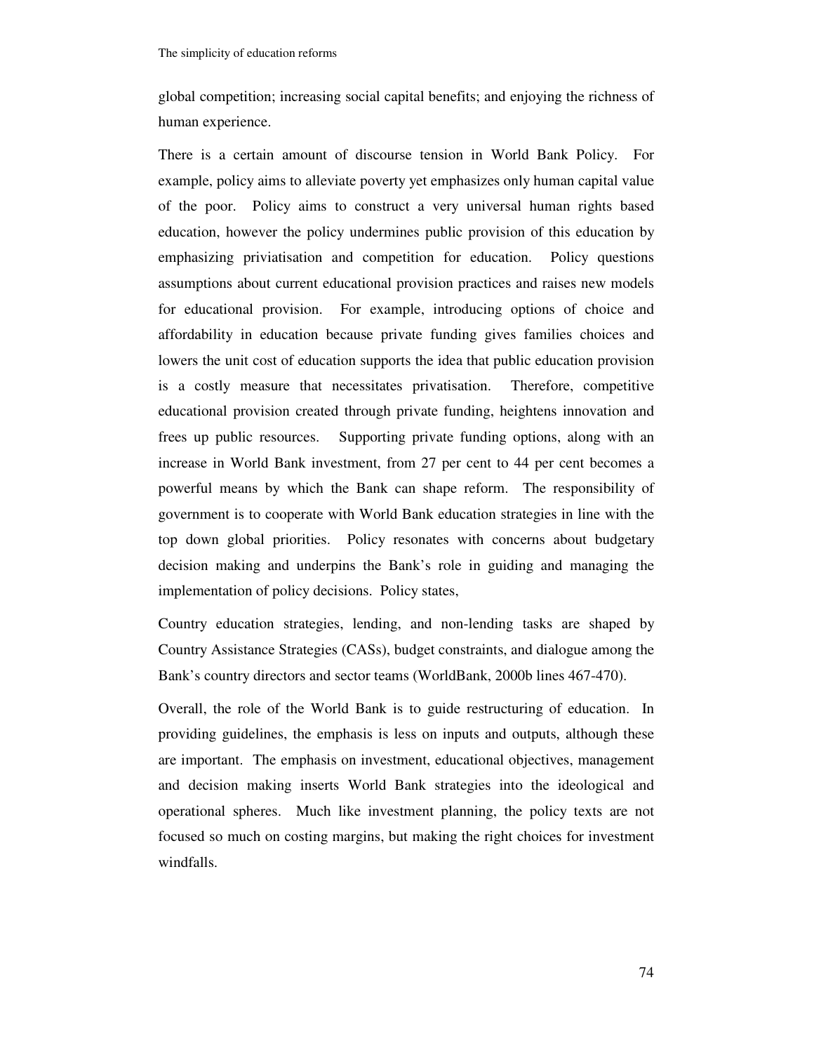global competition; increasing social capital benefits; and enjoying the richness of human experience.

There is a certain amount of discourse tension in World Bank Policy. For example, policy aims to alleviate poverty yet emphasizes only human capital value of the poor. Policy aims to construct a very universal human rights based education, however the policy undermines public provision of this education by emphasizing priviatisation and competition for education. Policy questions assumptions about current educational provision practices and raises new models for educational provision. For example, introducing options of choice and affordability in education because private funding gives families choices and lowers the unit cost of education supports the idea that public education provision is a costly measure that necessitates privatisation. Therefore, competitive educational provision created through private funding, heightens innovation and frees up public resources. Supporting private funding options, along with an increase in World Bank investment, from 27 per cent to 44 per cent becomes a powerful means by which the Bank can shape reform. The responsibility of government is to cooperate with World Bank education strategies in line with the top down global priorities. Policy resonates with concerns about budgetary decision making and underpins the Bank's role in guiding and managing the implementation of policy decisions. Policy states,

Country education strategies, lending, and non-lending tasks are shaped by Country Assistance Strategies (CASs), budget constraints, and dialogue among the Bank's country directors and sector teams (WorldBank, 2000b lines 467-470).

Overall, the role of the World Bank is to guide restructuring of education. In providing guidelines, the emphasis is less on inputs and outputs, although these are important. The emphasis on investment, educational objectives, management and decision making inserts World Bank strategies into the ideological and operational spheres. Much like investment planning, the policy texts are not focused so much on costing margins, but making the right choices for investment windfalls.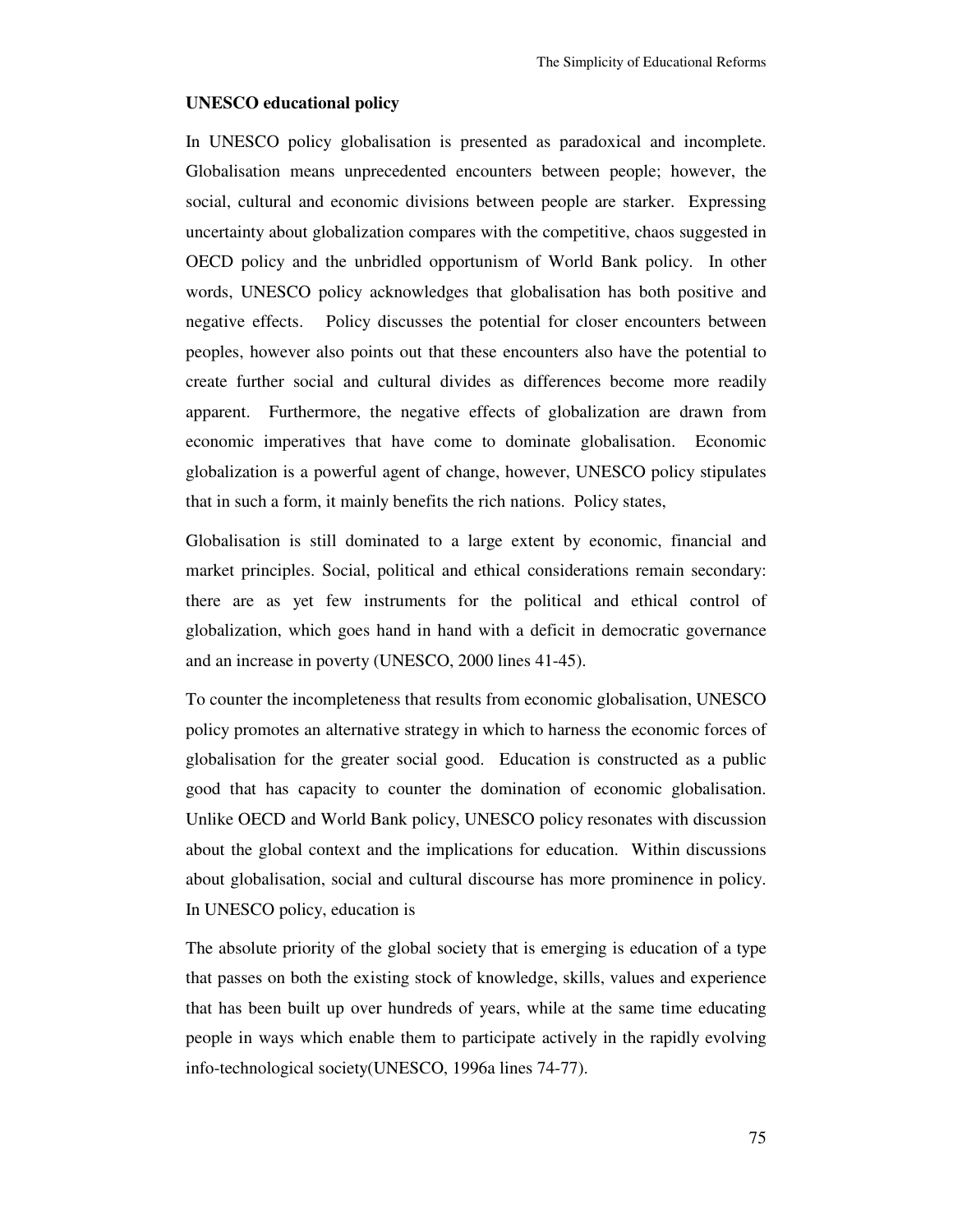### UNESCO educational policy

In UNESCO policy globalisation is presented as paradoxical and incomplete. Globalisation means unprecedented encounters between people; however, the social, cultural and economic divisions between people are starker. Expressing uncertainty about globalization compares with the competitive, chaos suggested in OECD policy and the unbridled opportunism of World Bank policy. In other words, UNESCO policy acknowledges that globalisation has both positive and negative effects. Policy discusses the potential for closer encounters between peoples, however also points out that these encounters also have the potential to create further social and cultural divides as differences become more readily apparent. Furthermore, the negative effects of globalization are drawn from economic imperatives that have come to dominate globalisation. Economic globalization is a powerful agent of change, however, UNESCO policy stipulates that in such a form, it mainly benefits the rich nations. Policy states,

Globalisation is still dominated to a large extent by economic, financial and market principles. Social, political and ethical considerations remain secondary: there are as yet few instruments for the political and ethical control of globalization, which goes hand in hand with a deficit in democratic governance and an increase in poverty (UNESCO, 2000 lines 41-45).

To counter the incompleteness that results from economic globalisation, UNESCO policy promotes an alternative strategy in which to harness the economic forces of globalisation for the greater social good. Education is constructed as a public good that has capacity to counter the domination of economic globalisation. Unlike OECD and World Bank policy, UNESCO policy resonates with discussion about the global context and the implications for education. Within discussions about globalisation, social and cultural discourse has more prominence in policy. In UNESCO policy, education is

The absolute priority of the global society that is emerging is education of a type that passes on both the existing stock of knowledge, skills, values and experience that has been built up over hundreds of years, while at the same time educating people in ways which enable them to participate actively in the rapidly evolving info-technological society(UNESCO, 1996a lines 74-77).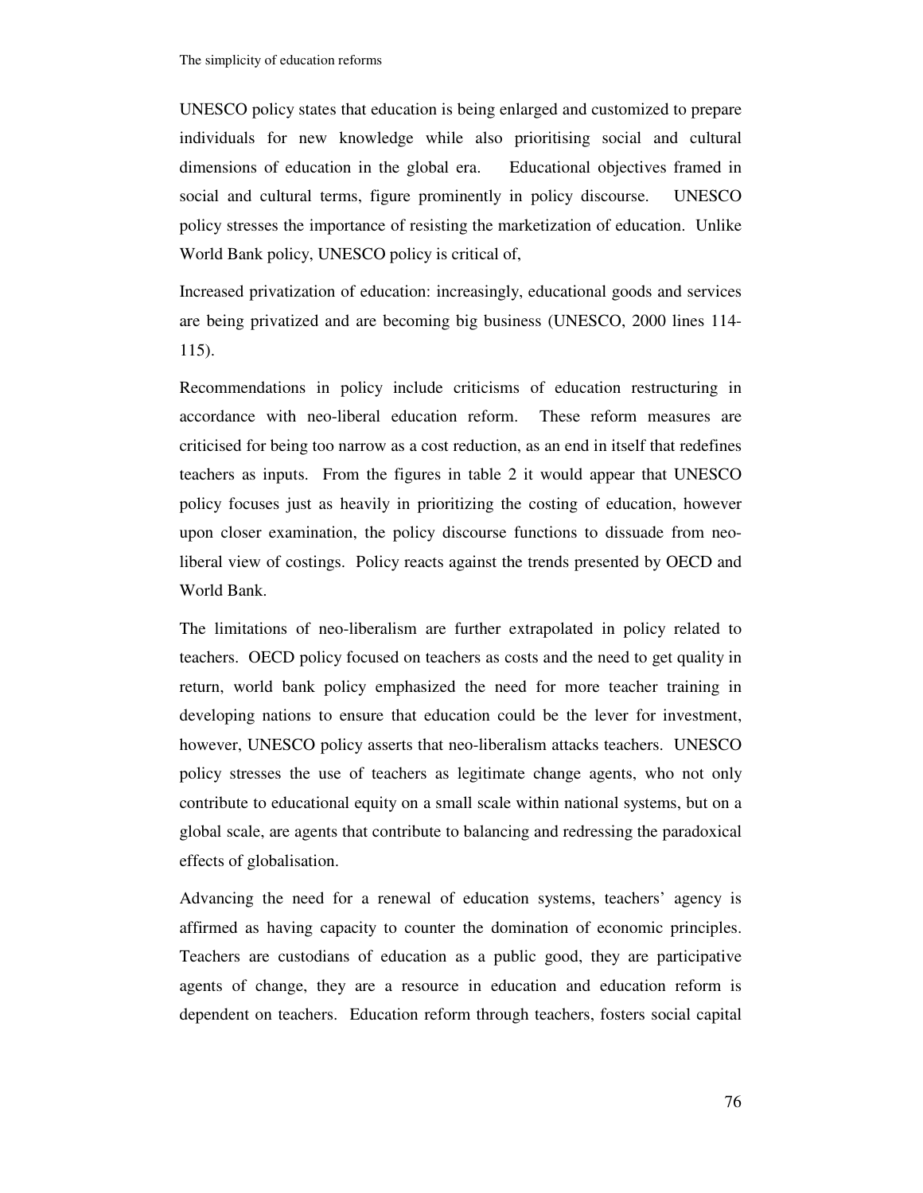UNESCO policy states that education is being enlarged and customized to prepare individuals for new knowledge while also prioritising social and cultural dimensions of education in the global era. Educational objectives framed in social and cultural terms, figure prominently in policy discourse. UNESCO policy stresses the importance of resisting the marketization of education. Unlike World Bank policy, UNESCO policy is critical of,

Increased privatization of education: increasingly, educational goods and services are being privatized and are becoming big business (UNESCO, 2000 lines 114-115).

Recommendations in policy include criticisms of education restructuring in accordance with neo-liberal education reform. These reform measures are criticised for being too narrow as a cost reduction, as an end in itself that redefines teachers as inputs. From the figures in table 2 it would appear that UNESCO policy focuses just as heavily in prioritizing the costing of education, however upon closer examination, the policy discourse functions to dissuade from neo-liberal view of costings. Policy reacts against the trends presented by OECD and World Bank.

The limitations of neo-liberalism are further extrapolated in policy related to teachers. OECD policy focused on teachers as costs and the need to get quality in return, world bank policy emphasized the need for more teacher training in developing nations to ensure that education could be the lever for investment, however, UNESCO policy asserts that neo-liberalism attacks teachers. UNESCO policy stresses the use of teachers as legitimate change agents, who not only contribute to educational equity on a small scale within national systems, but on a global scale, are agents that contribute to balancing and redressing the paradoxical effects of globalisation.

Advancing the need for a renewal of education systems, teachers' agency is affirmed as having capacity to counter the domination of economic principles. Teachers are custodians of education as a public good, they are participative agents of change, they are a resource in education and education reform is dependent on teachers. Education reform through teachers, fosters social capital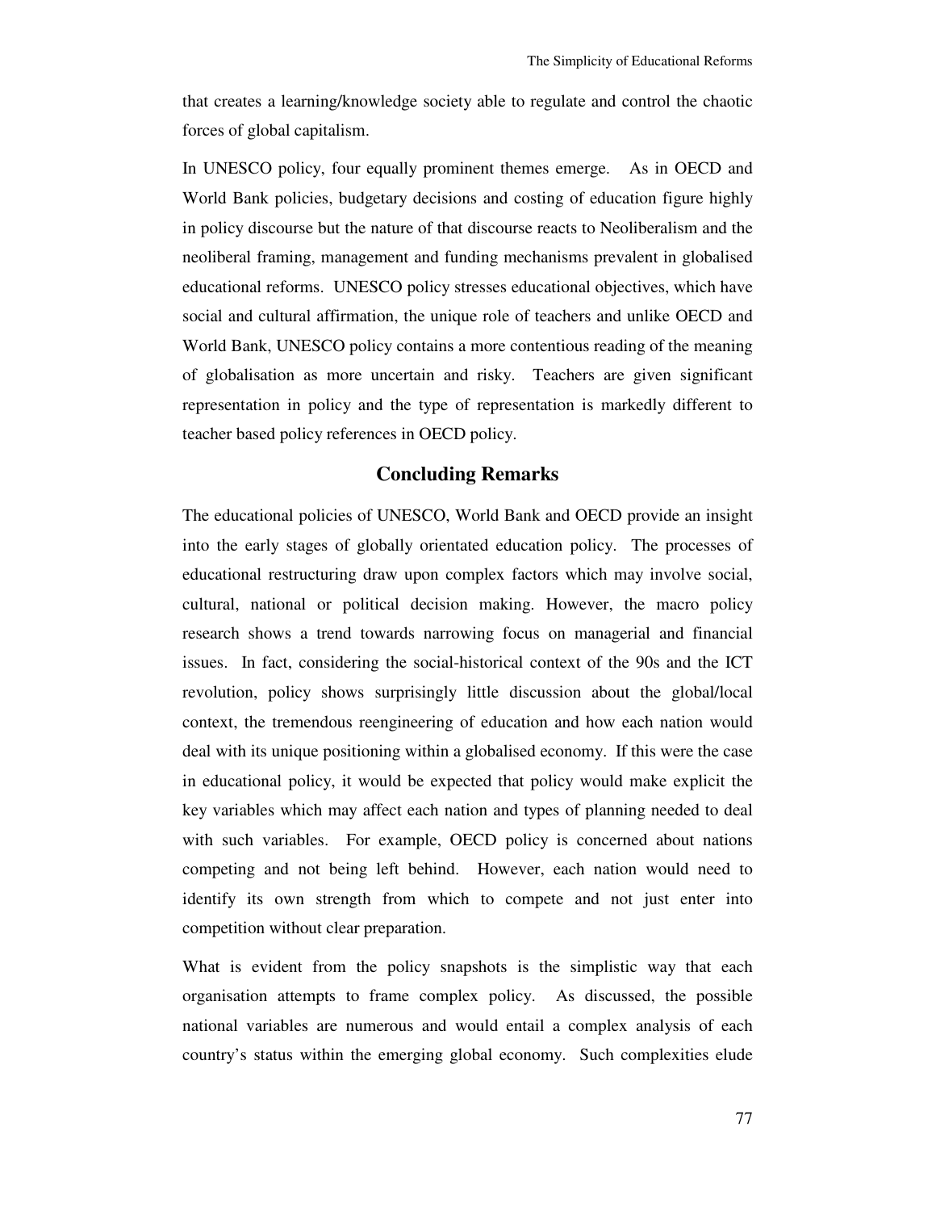that creates a learning/knowledge society able to regulate and control the chaotic forces of global capitalism.

In UNESCO policy, four equally prominent themes emerge. As in OECD and World Bank policies, budgetary decisions and costing of education figure highly in policy discourse but the nature of that discourse reacts to Neoliberalism and the neoliberal framing, management and funding mechanisms prevalent in globalised educational reforms. UNESCO policy stresses educational objectives, which have social and cultural affirmation, the unique role of teachers and unlike OECD and World Bank, UNESCO policy contains a more contentious reading of the meaning of globalisation as more uncertain and risky. Teachers are given significant representation in policy and the type of representation is markedly different to teacher based policy references in OECD policy.

## Concluding Remarks

The educational policies of UNESCO, World Bank and OECD provide an insight into the early stages of globally orientated education policy. The processes of educational restructuring draw upon complex factors which may involve social, cultural, national or political decision making. However, the macro policy research shows a trend towards narrowing focus on managerial and financial issues. In fact, considering the social-historical context of the 90s and the ICT revolution, policy shows surprisingly little discussion about the global/local context, the tremendous reengineering of education and how each nation would deal with its unique positioning within a globalised economy. If this were the case in educational policy, it would be expected that policy would make explicit the key variables which may affect each nation and types of planning needed to deal with such variables. For example, OECD policy is concerned about nations competing and not being left behind. However, each nation would need to identify its own strength from which to compete and not just enter into competition without clear preparation.

What is evident from the policy snapshots is the simplistic way that each organisation attempts to frame complex policy. As discussed, the possible national variables are numerous and would entail a complex analysis of each country's status within the emerging global economy. Such complexities elude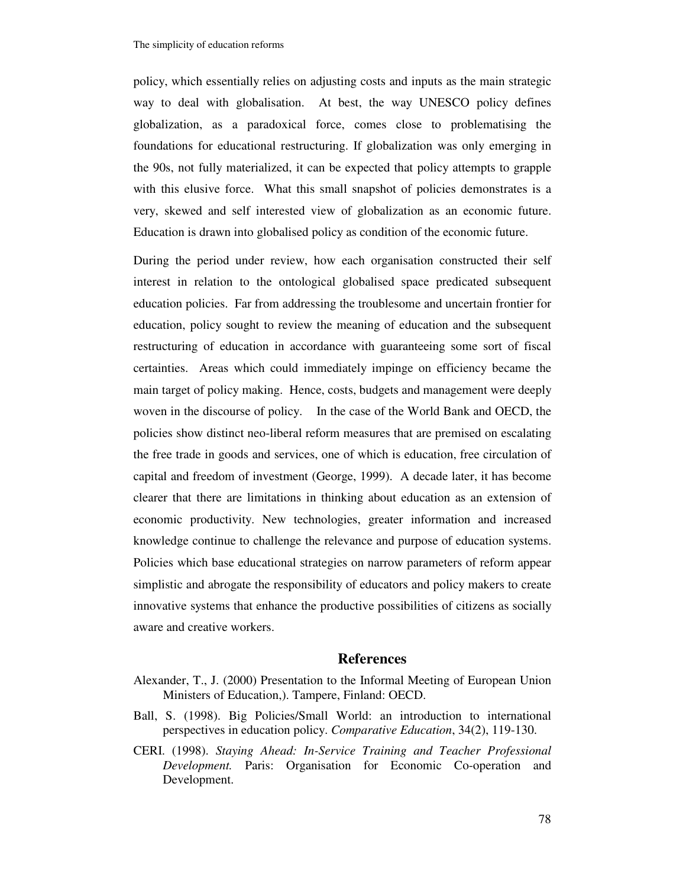policy, which essentially relies on adjusting costs and inputs as the main strategic way to deal with globalisation. At best, the way UNESCO policy defines globalization, as a paradoxical force, comes close to problematising the foundations for educational restructuring. If globalization was only emerging in the 90s, not fully materialized, it can be expected that policy attempts to grapple with this elusive force. What this small snapshot of policies demonstrates is a very, skewed and self interested view of globalization as an economic future. Education is drawn into globalised policy as condition of the economic future.

During the period under review, how each organisation constructed their self interest in relation to the ontological globalised space predicated subsequent education policies. Far from addressing the troublesome and uncertain frontier for education, policy sought to review the meaning of education and the subsequent restructuring of education in accordance with guaranteeing some sort of fiscal certainties. Areas which could immediately impinge on efficiency became the main target of policy making. Hence, costs, budgets and management were deeply woven in the discourse of policy. In the case of the World Bank and OECD, the policies show distinct neo-liberal reform measures that are premised on escalating the free trade in goods and services, one of which is education, free circulation of capital and freedom of investment (George, 1999). A decade later, it has become clearer that there are limitations in thinking about education as an extension of economic productivity. New technologies, greater information and increased knowledge continue to challenge the relevance and purpose of education systems. Policies which base educational strategies on narrow parameters of reform appear simplistic and abrogate the responsibility of educators and policy makers to create innovative systems that enhance the productive possibilities of citizens as socially aware and creative workers.

## References

Alexander, T., J. (2000) Presentation to the Informal Meeting of European Union Ministers of Education,). Tampere, Finland: OECD.

Ball, S. (1998). Big Policies/Small World: an introduction to international perspectives in education policy. *Comparative Education*, 34(2), 119-130.

CERI. (1998). *Staying Ahead: In-Service Training and Teacher Professional Development.* Paris: Organisation for Economic Co-operation and Development.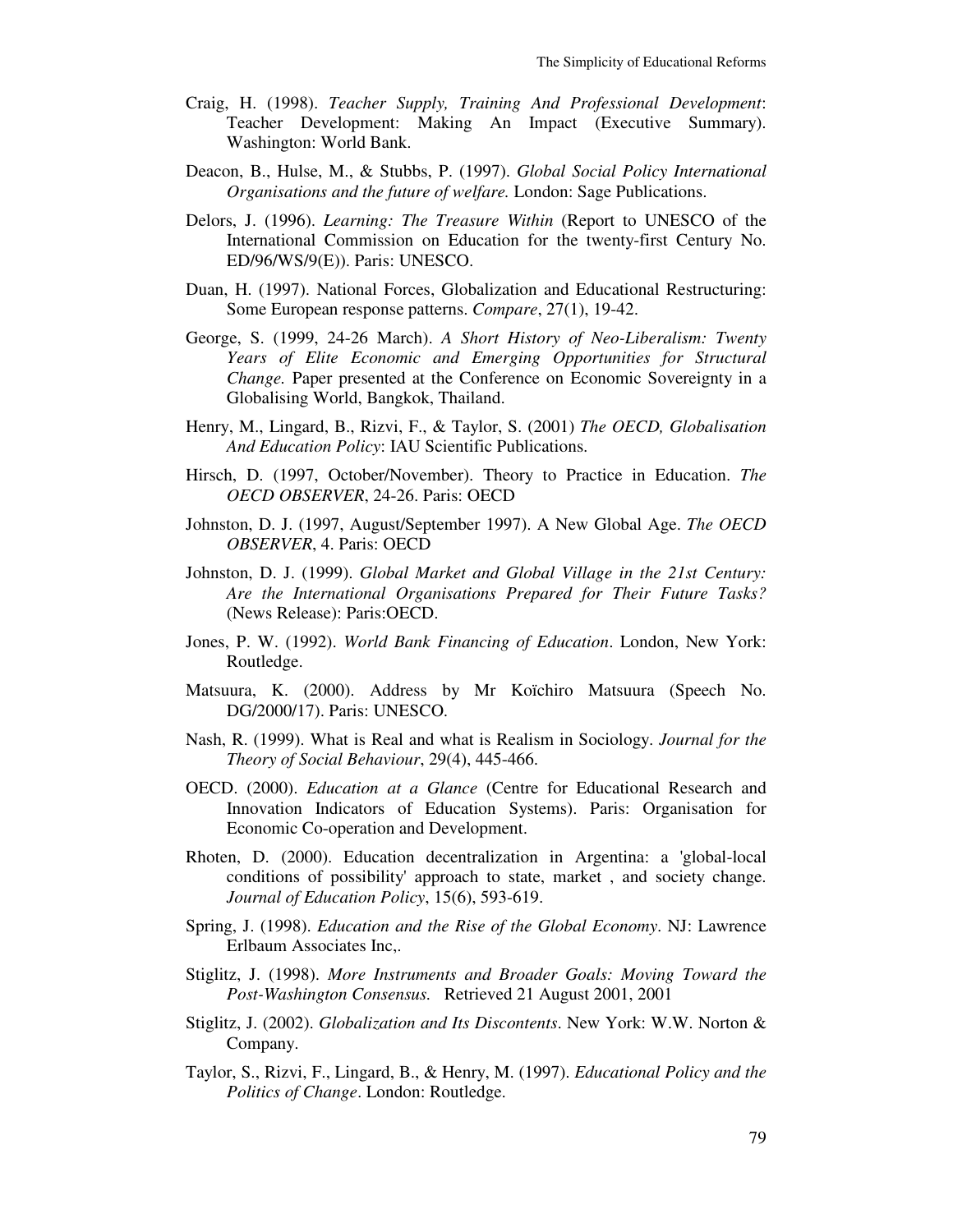Craig, H. (1998). *Teacher Supply, Training And Professional Development*: Teacher Development: Making An Impact (Executive Summary). Washington: World Bank.

Deacon, B., Hulse, M., & Stubbs, P. (1997). *Global Social Policy International Organisations and the future of welfare.* London: Sage Publications.

Delors, J. (1996). *Learning: The Treasure Within* (Report to UNESCO of the International Commission on Education for the twenty-first Century No. ED/96/WS/9(E)). Paris: UNESCO.

Duan, H. (1997). National Forces, Globalization and Educational Restructuring: Some European response patterns. *Compare*, 27(1), 19-42.

George, S. (1999, 24-26 March). *A Short History of Neo-Liberalism: Twenty Years of Elite Economic and Emerging Opportunities for Structural Change.* Paper presented at the Conference on Economic Sovereignty in a Globalising World, Bangkok, Thailand.

Henry, M., Lingard, B., Rizvi, F., & Taylor, S. (2001) *The OECD, Globalisation And Education Policy*: IAU Scientific Publications.

Hirsch, D. (1997, October/November). Theory to Practice in Education. *The OECD OBSERVER*, 24-26. Paris: OECD

Johnston, D. J. (1997, August/September 1997). A New Global Age. *The OECD OBSERVER*, 4. Paris: OECD

Johnston, D. J. (1999). *Global Market and Global Village in the 21st Century: Are the International Organisations Prepared for Their Future Tasks?* (News Release): Paris:OECD.

Jones, P. W. (1992). *World Bank Financing of Education*. London, New York: Routledge.

Matsuura, K. (2000). Address by Mr Koïchiro Matsuura (Speech No. DG/2000/17). Paris: UNESCO.

Nash, R. (1999). What is Real and what is Realism in Sociology. *Journal for the Theory of Social Behaviour*, 29(4), 445-466.

OECD. (2000). *Education at a Glance* (Centre for Educational Research and Innovation Indicators of Education Systems). Paris: Organisation for Economic Co-operation and Development.

Rhoten, D. (2000). Education decentralization in Argentina: a 'global-local conditions of possibility' approach to state, market , and society change. *Journal of Education Policy*, 15(6), 593-619.

Spring, J. (1998). *Education and the Rise of the Global Economy*. NJ: Lawrence Erlbaum Associates Inc,.

Stiglitz, J. (1998). *More Instruments and Broader Goals: Moving Toward the Post-Washington Consensus.* Retrieved 21 August 2001, 2001

Stiglitz, J. (2002). *Globalization and Its Discontents*. New York: W.W. Norton & Company.

Taylor, S., Rizvi, F., Lingard, B., & Henry, M. (1997). *Educational Policy and the Politics of Change*. London: Routledge.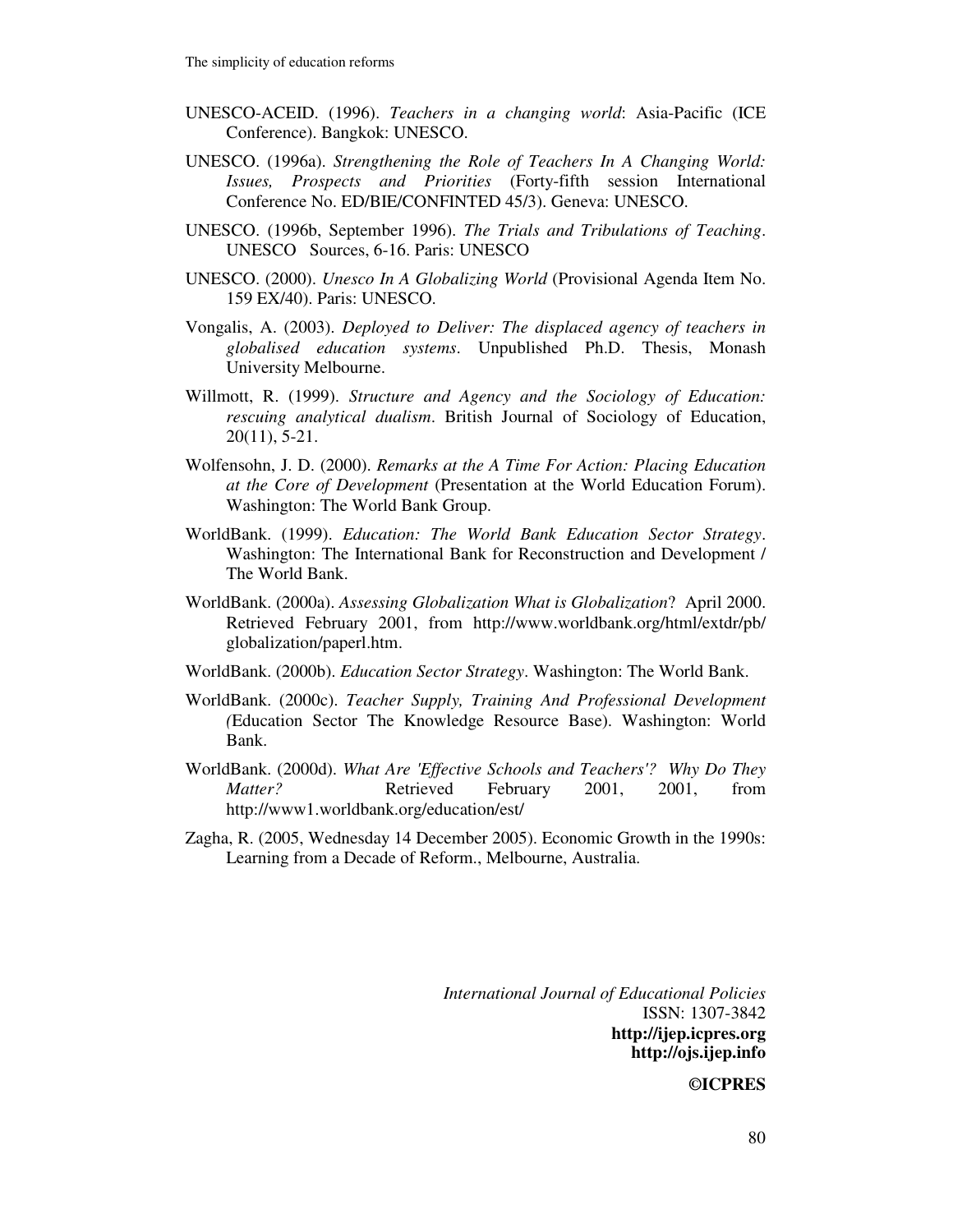UNESCO-ACEID. (1996). *Teachers in a changing world*: Asia-Pacific (ICE Conference). Bangkok: UNESCO.

UNESCO. (1996a). *Strengthening the Role of Teachers In A Changing World: Issues, Prospects and Priorities* (Forty-fifth session International Conference No. ED/BIE/CONFINTED 45/3). Geneva: UNESCO.

UNESCO. (1996b, September 1996). *The Trials and Tribulations of Teaching*. UNESCO Sources, 6-16. Paris: UNESCO

UNESCO. (2000). *Unesco In A Globalizing World* (Provisional Agenda Item No. 159 EX/40). Paris: UNESCO.

Vongalis, A. (2003). *Deployed to Deliver: The displaced agency of teachers in globalised education systems*. Unpublished Ph.D. Thesis, Monash University Melbourne.

Willmott, R. (1999). *Structure and Agency and the Sociology of Education: rescuing analytical dualism*. British Journal of Sociology of Education, 20(11), 5-21.

Wolfensohn, J. D. (2000). *Remarks at the A Time For Action: Placing Education at the Core of Development* (Presentation at the World Education Forum). Washington: The World Bank Group.

WorldBank. (1999). *Education: The World Bank Education Sector Strategy*. Washington: The International Bank for Reconstruction and Development / The World Bank.

WorldBank. (2000a). *Assessing Globalization What is Globalization*? April 2000. Retrieved February 2001, from http://www.worldbank.org/html/extdr/pb/globalization/paperl.htm.

WorldBank. (2000b). *Education Sector Strategy*. Washington: The World Bank.

WorldBank. (2000c). *Teacher Supply, Training And Professional Development (*Education Sector The Knowledge Resource Base). Washington: World Bank.

WorldBank. (2000d). *What Are 'Effective Schools and Teachers'? Why Do They Matter?* Retrieved February 2001, 2001, from http://www1.worldbank.org/education/est/

Zagha, R. (2005, Wednesday 14 December 2005). Economic Growth in the 1990s: Learning from a Decade of Reform., Melbourne, Australia.

*International Journal of Educational Policies*
ISSN: 1307-3842
**http://ijep.icpres.org**
**http://ojs.ijep.info**

**©ICPRES**